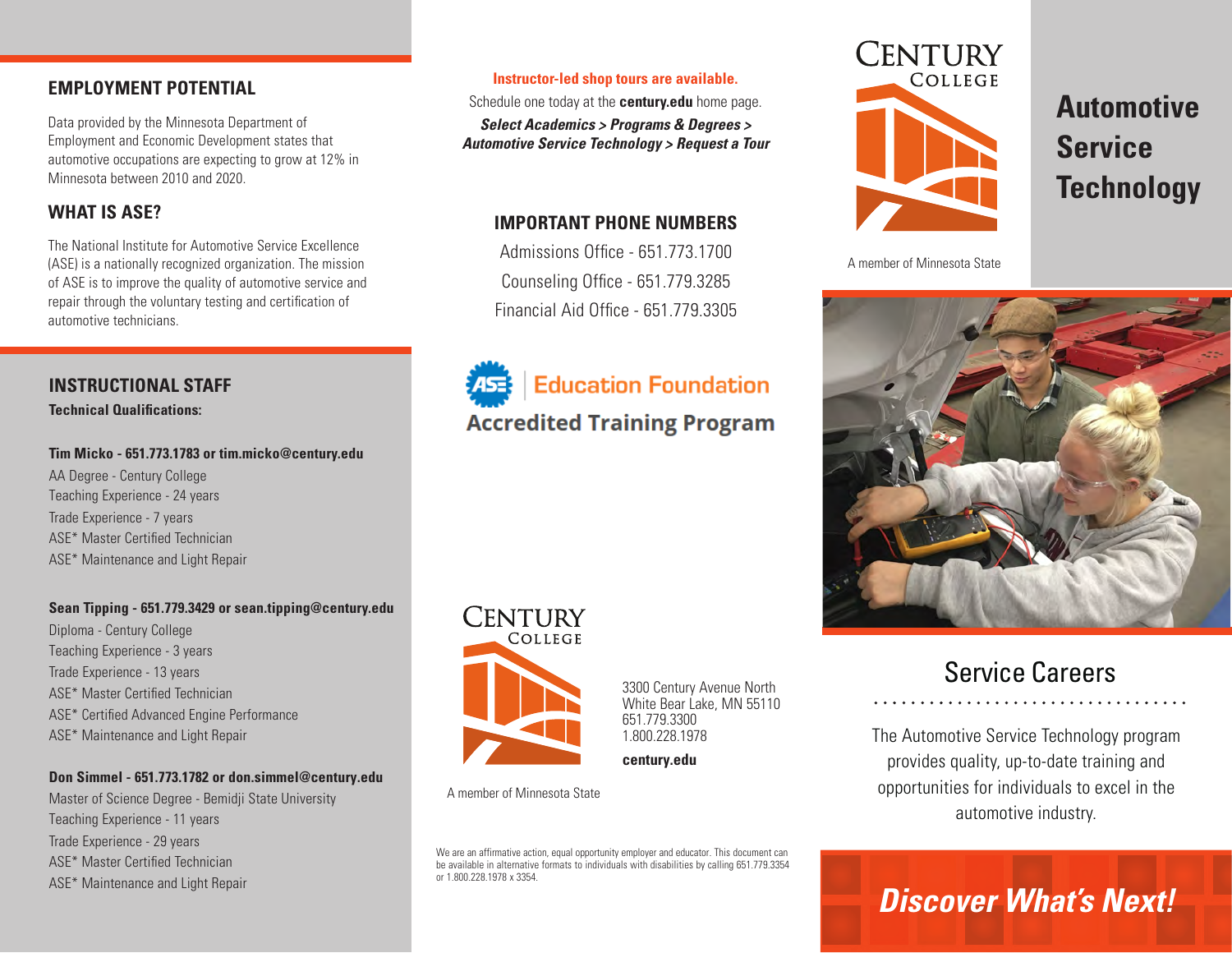## EMPLOYMENT POTENTIAL

Data provided by the Minnesota Department of Employment and Economic Development states that automotive occupations are expecting to grow at 12% in Minnesota between 2010 and 2020.

## WHAT IS ASE?

The National Institute for Automotive Service Excellence (ASE) is a nationally recognized organization. The mission of ASE is to improve the quality of automotive service and repair through the voluntary testing and certification of automotive technicians.

## INSTRUCTIONAL STAFF

**Technical Qualifications:**

**Tim Micko - 651.773.1783 or tim.micko@century.edu**

AA Degree - Century College
Teaching Experience - 24 years
Trade Experience - 7 years
ASE* Master Certified Technician
ASE* Maintenance and Light Repair

**Sean Tipping - 651.779.3429 or sean.tipping@century.edu**

Diploma - Century College
Teaching Experience - 3 years
Trade Experience - 13 years
ASE* Master Certified Technician
ASE* Certified Advanced Engine Performance
ASE* Maintenance and Light Repair

**Don Simmel - 651.773.1782 or don.simmel@century.edu**

Master of Science Degree - Bemidji State University
Teaching Experience - 11 years
Trade Experience - 29 years
ASE* Master Certified Technician
ASE* Maintenance and Light Repair

**Instructor-led shop tours are available.**

Schedule one today at the **century.edu** home page.

***Select Academics > Programs & Degrees > Automotive Service Technology > Request a Tour***

## IMPORTANT PHONE NUMBERS

Admissions Office - 651.773.1700
Counseling Office - 651.779.3285
Financial Aid Office - 651.779.3305

ASE Education Foundation
Accredited Training Program

CENTURY COLLEGE

A member of Minnesota State

3300 Century Avenue North
White Bear Lake, MN 55110
651.779.3300
1.800.228.1978

**century.edu**

We are an affirmative action, equal opportunity employer and educator. This document can be available in alternative formats to individuals with disabilities by calling 651.779.3354 or 1.800.228.1978 x 3354.

CENTURY COLLEGE

A member of Minnesota State

# Automotive Service Technology

## Service Careers

The Automotive Service Technology program provides quality, up-to-date training and opportunities for individuals to excel in the automotive industry.

***Discover What's Next!***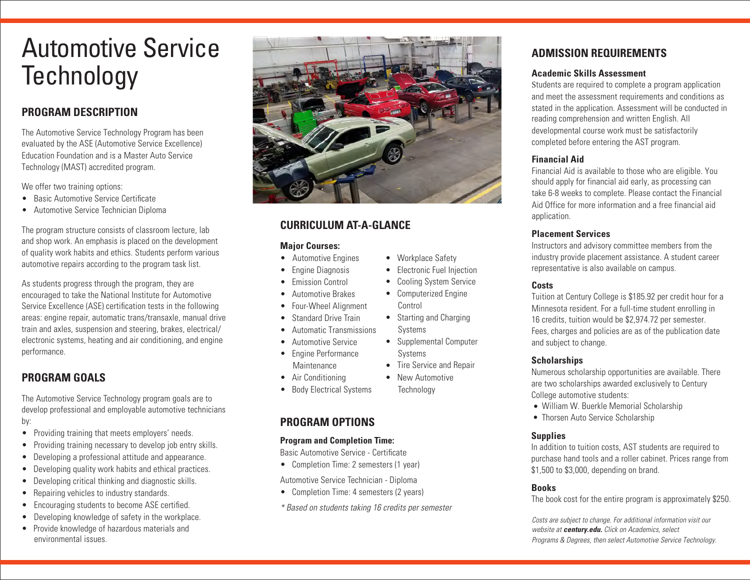# Automotive Service Technology

## PROGRAM DESCRIPTION

The Automotive Service Technology Program has been evaluated by the ASE (Automotive Service Excellence) Education Foundation and is a Master Auto Service Technology (MAST) accredited program.

We offer two training options:

- Basic Automotive Service Certificate
- Automotive Service Technician Diploma

The program structure consists of classroom lecture, lab and shop work. An emphasis is placed on the development of quality work habits and ethics. Students perform various automotive repairs according to the program task list.

As students progress through the program, they are encouraged to take the National Institute for Automotive Service Excellence (ASE) certification tests in the following areas: engine repair, automatic trans/transaxle, manual drive train and axles, suspension and steering, brakes, electrical/ electronic systems, heating and air conditioning, and engine performance.

## PROGRAM GOALS

The Automotive Service Technology program goals are to develop professional and employable automotive technicians by:

- Providing training that meets employers' needs.
- Providing training necessary to develop job entry skills.
- Developing a professional attitude and appearance.
- Developing quality work habits and ethical practices.
- Developing critical thinking and diagnostic skills.
- Repairing vehicles to industry standards.
- Encouraging students to become ASE certified.
- Developing knowledge of safety in the workplace.
- Provide knowledge of hazardous materials and environmental issues.

## CURRICULUM AT-A-GLANCE

**Major Courses:**

- Automotive Engines
- Engine Diagnosis
- Emission Control
- Automotive Brakes
- Four-Wheel Alignment
- Standard Drive Train
- Automatic Transmissions
- Automotive Service
- Engine Performance Maintenance
- Air Conditioning
- Body Electrical Systems
- Workplace Safety
- Electronic Fuel Injection
- Cooling System Service
- Computerized Engine Control
- Starting and Charging Systems
- Supplemental Computer Systems
- Tire Service and Repair
- New Automotive Technology

## PROGRAM OPTIONS

**Program and Completion Time:**

Basic Automotive Service - Certificate

- Completion Time: 2 semesters (1 year)

Automotive Service Technician - Diploma

- Completion Time: 4 semesters (2 years)

*\* Based on students taking 16 credits per semester*

## ADMISSION REQUIREMENTS

### Academic Skills Assessment

Students are required to complete a program application and meet the assessment requirements and conditions as stated in the application. Assessment will be conducted in reading comprehension and written English. All developmental course work must be satisfactorily completed before entering the AST program.

### Financial Aid

Financial Aid is available to those who are eligible. You should apply for financial aid early, as processing can take 6-8 weeks to complete. Please contact the Financial Aid Office for more information and a free financial aid application.

### Placement Services

Instructors and advisory committee members from the industry provide placement assistance. A student career representative is also available on campus.

### Costs

Tuition at Century College is $185.92 per credit hour for a Minnesota resident. For a full-time student enrolling in 16 credits, tuition would be $2,974.72 per semester. Fees, charges and policies are as of the publication date and subject to change.

### Scholarships

Numerous scholarship opportunities are available. There are two scholarships awarded exclusively to Century College automotive students:

- William W. Buerkle Memorial Scholarship
- Thorsen Auto Service Scholarship

### Supplies

In addition to tuition costs, AST students are required to purchase hand tools and a roller cabinet. Prices range from $1,500 to $3,000, depending on brand.

### Books

The book cost for the entire program is approximately $250.

*Costs are subject to change. For additional information visit our website at **century.edu.** Click on Academics, select Programs & Degrees, then select Automotive Service Technology.*